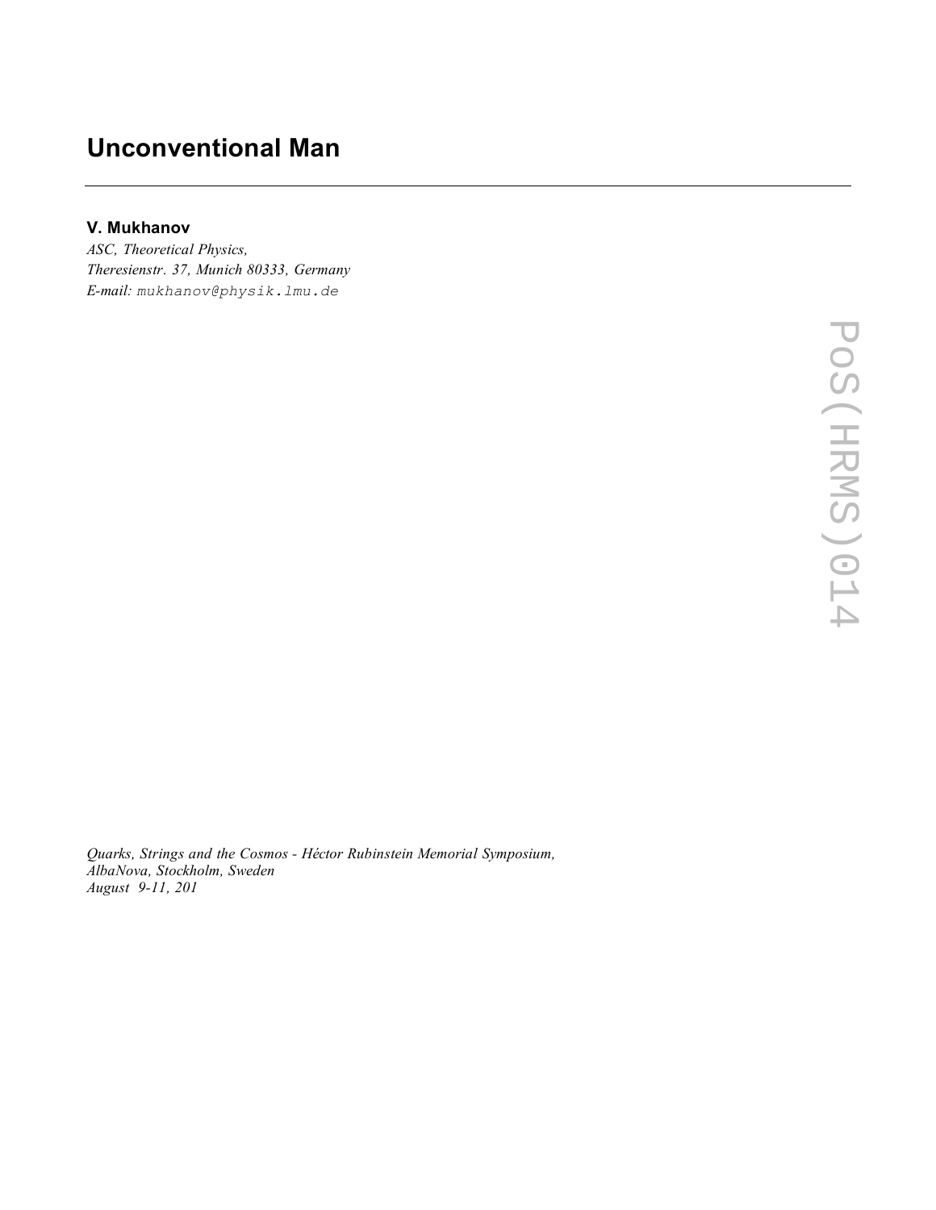# Unconventional Man

**V. Mukhanov**

*ASC, Theoretical Physics,*
*Theresienstr. 37, Munich 80333, Germany*
*E-mail:* mukhanov@physik.lmu.de

*Quarks, Strings and the Cosmos - Héctor Rubinstein Memorial Symposium,*
*AlbaNova, Stockholm, Sweden*
*August 9-11, 201*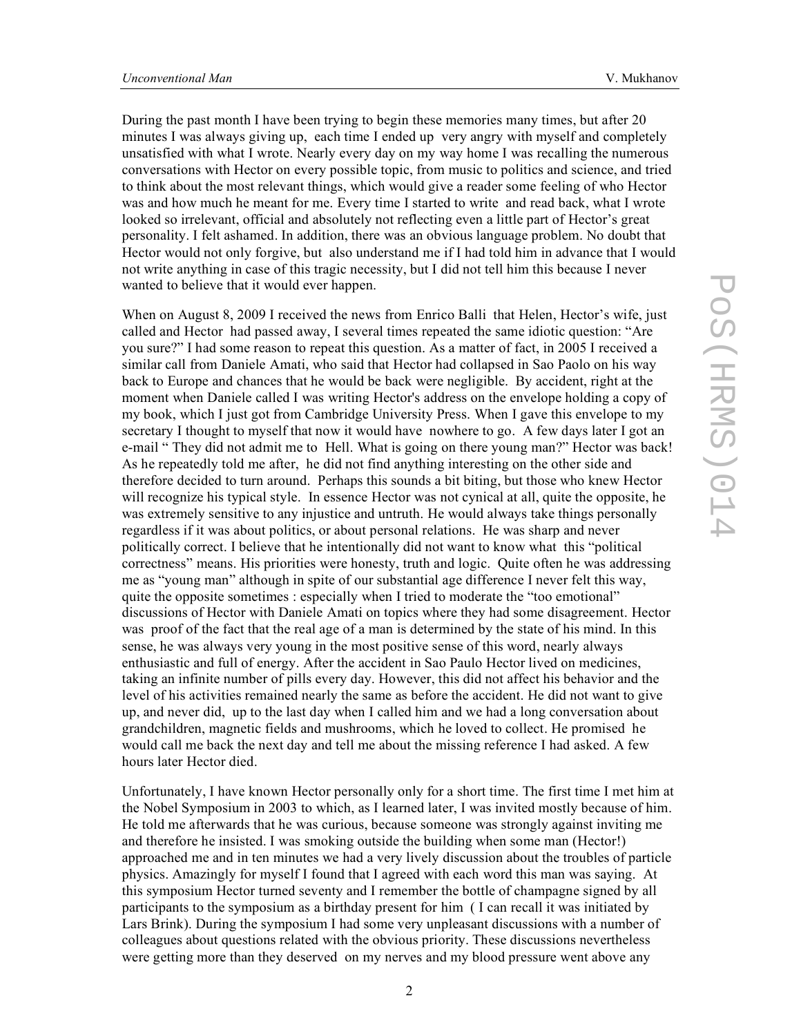During the past month I have been trying to begin these memories many times, but after 20 minutes I was always giving up, each time I ended up very angry with myself and completely unsatisfied with what I wrote. Nearly every day on my way home I was recalling the numerous conversations with Hector on every possible topic, from music to politics and science, and tried to think about the most relevant things, which would give a reader some feeling of who Hector was and how much he meant for me. Every time I started to write and read back, what I wrote looked so irrelevant, official and absolutely not reflecting even a little part of Hector's great personality. I felt ashamed. In addition, there was an obvious language problem. No doubt that Hector would not only forgive, but also understand me if I had told him in advance that I would not write anything in case of this tragic necessity, but I did not tell him this because I never wanted to believe that it would ever happen.

When on August 8, 2009 I received the news from Enrico Balli that Helen, Hector's wife, just called and Hector had passed away, I several times repeated the same idiotic question: "Are you sure?" I had some reason to repeat this question. As a matter of fact, in 2005 I received a similar call from Daniele Amati, who said that Hector had collapsed in Sao Paolo on his way back to Europe and chances that he would be back were negligible. By accident, right at the moment when Daniele called I was writing Hector's address on the envelope holding a copy of my book, which I just got from Cambridge University Press. When I gave this envelope to my secretary I thought to myself that now it would have nowhere to go. A few days later I got an e-mail " They did not admit me to Hell. What is going on there young man?" Hector was back! As he repeatedly told me after, he did not find anything interesting on the other side and therefore decided to turn around. Perhaps this sounds a bit biting, but those who knew Hector will recognize his typical style. In essence Hector was not cynical at all, quite the opposite, he was extremely sensitive to any injustice and untruth. He would always take things personally regardless if it was about politics, or about personal relations. He was sharp and never politically correct. I believe that he intentionally did not want to know what this "political correctness" means. His priorities were honesty, truth and logic. Quite often he was addressing me as "young man" although in spite of our substantial age difference I never felt this way, quite the opposite sometimes : especially when I tried to moderate the "too emotional" discussions of Hector with Daniele Amati on topics where they had some disagreement. Hector was proof of the fact that the real age of a man is determined by the state of his mind. In this sense, he was always very young in the most positive sense of this word, nearly always enthusiastic and full of energy. After the accident in Sao Paulo Hector lived on medicines, taking an infinite number of pills every day. However, this did not affect his behavior and the level of his activities remained nearly the same as before the accident. He did not want to give up, and never did, up to the last day when I called him and we had a long conversation about grandchildren, magnetic fields and mushrooms, which he loved to collect. He promised he would call me back the next day and tell me about the missing reference I had asked. A few hours later Hector died.

Unfortunately, I have known Hector personally only for a short time. The first time I met him at the Nobel Symposium in 2003 to which, as I learned later, I was invited mostly because of him. He told me afterwards that he was curious, because someone was strongly against inviting me and therefore he insisted. I was smoking outside the building when some man (Hector!) approached me and in ten minutes we had a very lively discussion about the troubles of particle physics. Amazingly for myself I found that I agreed with each word this man was saying. At this symposium Hector turned seventy and I remember the bottle of champagne signed by all participants to the symposium as a birthday present for him ( I can recall it was initiated by Lars Brink). During the symposium I had some very unpleasant discussions with a number of colleagues about questions related with the obvious priority. These discussions nevertheless were getting more than they deserved on my nerves and my blood pressure went above any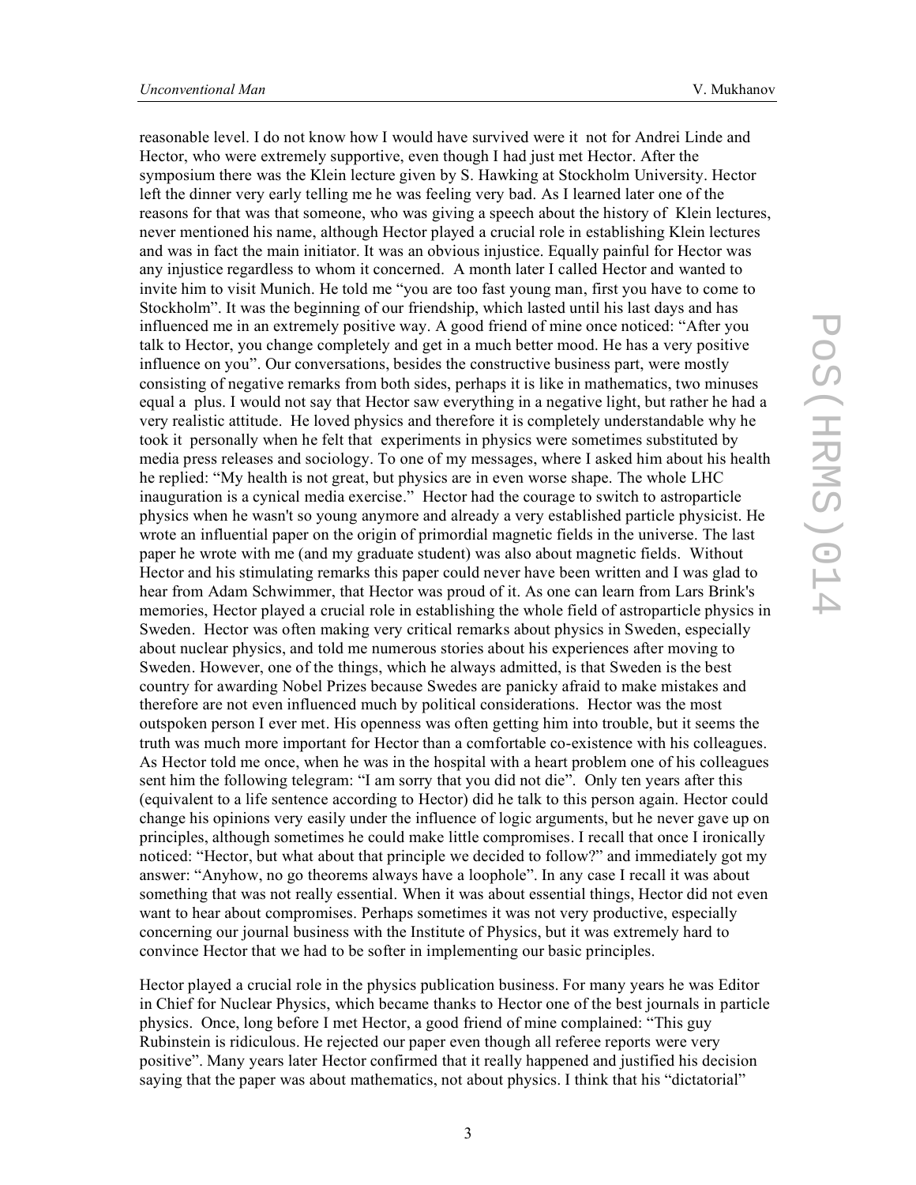reasonable level. I do not know how I would have survived were it not for Andrei Linde and Hector, who were extremely supportive, even though I had just met Hector. After the symposium there was the Klein lecture given by S. Hawking at Stockholm University. Hector left the dinner very early telling me he was feeling very bad. As I learned later one of the reasons for that was that someone, who was giving a speech about the history of Klein lectures, never mentioned his name, although Hector played a crucial role in establishing Klein lectures and was in fact the main initiator. It was an obvious injustice. Equally painful for Hector was any injustice regardless to whom it concerned. A month later I called Hector and wanted to invite him to visit Munich. He told me "you are too fast young man, first you have to come to Stockholm". It was the beginning of our friendship, which lasted until his last days and has influenced me in an extremely positive way. A good friend of mine once noticed: "After you talk to Hector, you change completely and get in a much better mood. He has a very positive influence on you". Our conversations, besides the constructive business part, were mostly consisting of negative remarks from both sides, perhaps it is like in mathematics, two minuses equal a plus. I would not say that Hector saw everything in a negative light, but rather he had a very realistic attitude. He loved physics and therefore it is completely understandable why he took it personally when he felt that experiments in physics were sometimes substituted by media press releases and sociology. To one of my messages, where I asked him about his health he replied: "My health is not great, but physics are in even worse shape. The whole LHC inauguration is a cynical media exercise." Hector had the courage to switch to astroparticle physics when he wasn't so young anymore and already a very established particle physicist. He wrote an influential paper on the origin of primordial magnetic fields in the universe. The last paper he wrote with me (and my graduate student) was also about magnetic fields. Without Hector and his stimulating remarks this paper could never have been written and I was glad to hear from Adam Schwimmer, that Hector was proud of it. As one can learn from Lars Brink's memories, Hector played a crucial role in establishing the whole field of astroparticle physics in Sweden. Hector was often making very critical remarks about physics in Sweden, especially about nuclear physics, and told me numerous stories about his experiences after moving to Sweden. However, one of the things, which he always admitted, is that Sweden is the best country for awarding Nobel Prizes because Swedes are panicky afraid to make mistakes and therefore are not even influenced much by political considerations. Hector was the most outspoken person I ever met. His openness was often getting him into trouble, but it seems the truth was much more important for Hector than a comfortable co-existence with his colleagues. As Hector told me once, when he was in the hospital with a heart problem one of his colleagues sent him the following telegram: "I am sorry that you did not die". Only ten years after this (equivalent to a life sentence according to Hector) did he talk to this person again. Hector could change his opinions very easily under the influence of logic arguments, but he never gave up on principles, although sometimes he could make little compromises. I recall that once I ironically noticed: "Hector, but what about that principle we decided to follow?" and immediately got my answer: "Anyhow, no go theorems always have a loophole". In any case I recall it was about something that was not really essential. When it was about essential things, Hector did not even want to hear about compromises. Perhaps sometimes it was not very productive, especially concerning our journal business with the Institute of Physics, but it was extremely hard to convince Hector that we had to be softer in implementing our basic principles.

Hector played a crucial role in the physics publication business. For many years he was Editor in Chief for Nuclear Physics, which became thanks to Hector one of the best journals in particle physics. Once, long before I met Hector, a good friend of mine complained: "This guy Rubinstein is ridiculous. He rejected our paper even though all referee reports were very positive". Many years later Hector confirmed that it really happened and justified his decision saying that the paper was about mathematics, not about physics. I think that his "dictatorial"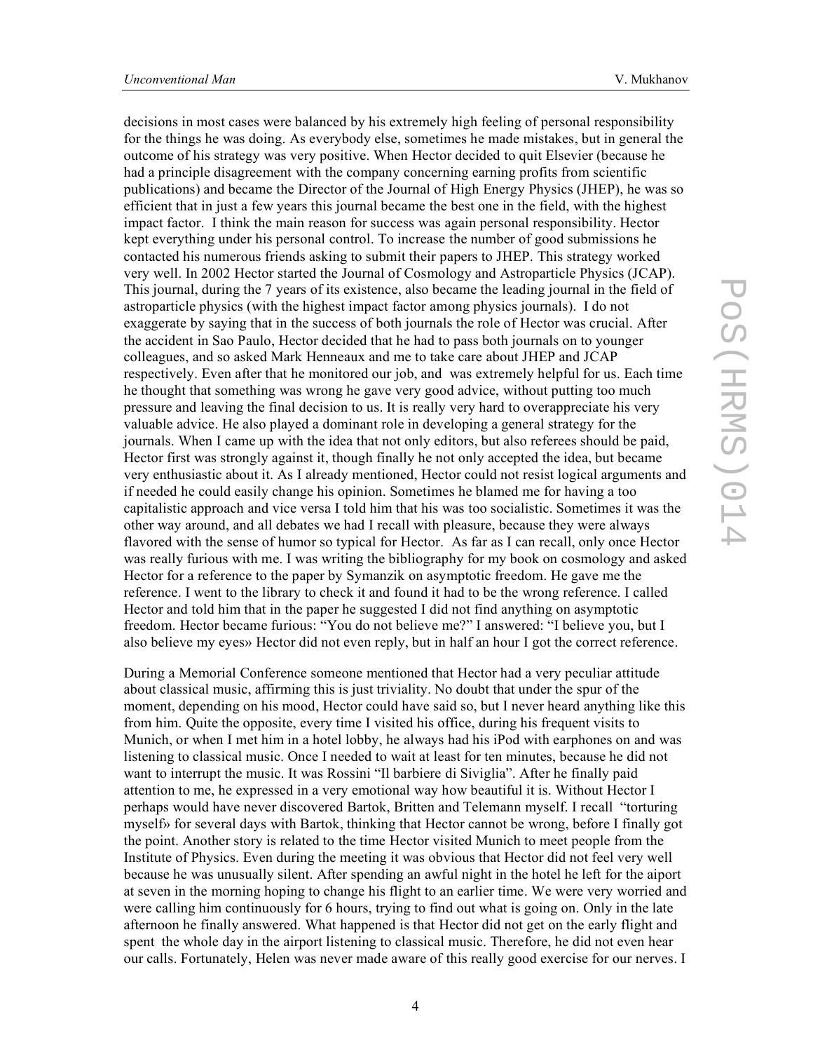decisions in most cases were balanced by his extremely high feeling of personal responsibility for the things he was doing. As everybody else, sometimes he made mistakes, but in general the outcome of his strategy was very positive. When Hector decided to quit Elsevier (because he had a principle disagreement with the company concerning earning profits from scientific publications) and became the Director of the Journal of High Energy Physics (JHEP), he was so efficient that in just a few years this journal became the best one in the field, with the highest impact factor. I think the main reason for success was again personal responsibility. Hector kept everything under his personal control. To increase the number of good submissions he contacted his numerous friends asking to submit their papers to JHEP. This strategy worked very well. In 2002 Hector started the Journal of Cosmology and Astroparticle Physics (JCAP). This journal, during the 7 years of its existence, also became the leading journal in the field of astroparticle physics (with the highest impact factor among physics journals). I do not exaggerate by saying that in the success of both journals the role of Hector was crucial. After the accident in Sao Paulo, Hector decided that he had to pass both journals on to younger colleagues, and so asked Mark Henneaux and me to take care about JHEP and JCAP respectively. Even after that he monitored our job, and was extremely helpful for us. Each time he thought that something was wrong he gave very good advice, without putting too much pressure and leaving the final decision to us. It is really very hard to overappreciate his very valuable advice. He also played a dominant role in developing a general strategy for the journals. When I came up with the idea that not only editors, but also referees should be paid, Hector first was strongly against it, though finally he not only accepted the idea, but became very enthusiastic about it. As I already mentioned, Hector could not resist logical arguments and if needed he could easily change his opinion. Sometimes he blamed me for having a too capitalistic approach and vice versa I told him that his was too socialistic. Sometimes it was the other way around, and all debates we had I recall with pleasure, because they were always flavored with the sense of humor so typical for Hector. As far as I can recall, only once Hector was really furious with me. I was writing the bibliography for my book on cosmology and asked Hector for a reference to the paper by Symanzik on asymptotic freedom. He gave me the reference. I went to the library to check it and found it had to be the wrong reference. I called Hector and told him that in the paper he suggested I did not find anything on asymptotic freedom. Hector became furious: "You do not believe me?" I answered: "I believe you, but I also believe my eyes» Hector did not even reply, but in half an hour I got the correct reference.

During a Memorial Conference someone mentioned that Hector had a very peculiar attitude about classical music, affirming this is just triviality. No doubt that under the spur of the moment, depending on his mood, Hector could have said so, but I never heard anything like this from him. Quite the opposite, every time I visited his office, during his frequent visits to Munich, or when I met him in a hotel lobby, he always had his iPod with earphones on and was listening to classical music. Once I needed to wait at least for ten minutes, because he did not want to interrupt the music. It was Rossini "Il barbiere di Siviglia". After he finally paid attention to me, he expressed in a very emotional way how beautiful it is. Without Hector I perhaps would have never discovered Bartok, Britten and Telemann myself. I recall "torturing myself» for several days with Bartok, thinking that Hector cannot be wrong, before I finally got the point. Another story is related to the time Hector visited Munich to meet people from the Institute of Physics. Even during the meeting it was obvious that Hector did not feel very well because he was unusually silent. After spending an awful night in the hotel he left for the aiport at seven in the morning hoping to change his flight to an earlier time. We were very worried and were calling him continuously for 6 hours, trying to find out what is going on. Only in the late afternoon he finally answered. What happened is that Hector did not get on the early flight and spent the whole day in the airport listening to classical music. Therefore, he did not even hear our calls. Fortunately, Helen was never made aware of this really good exercise for our nerves. I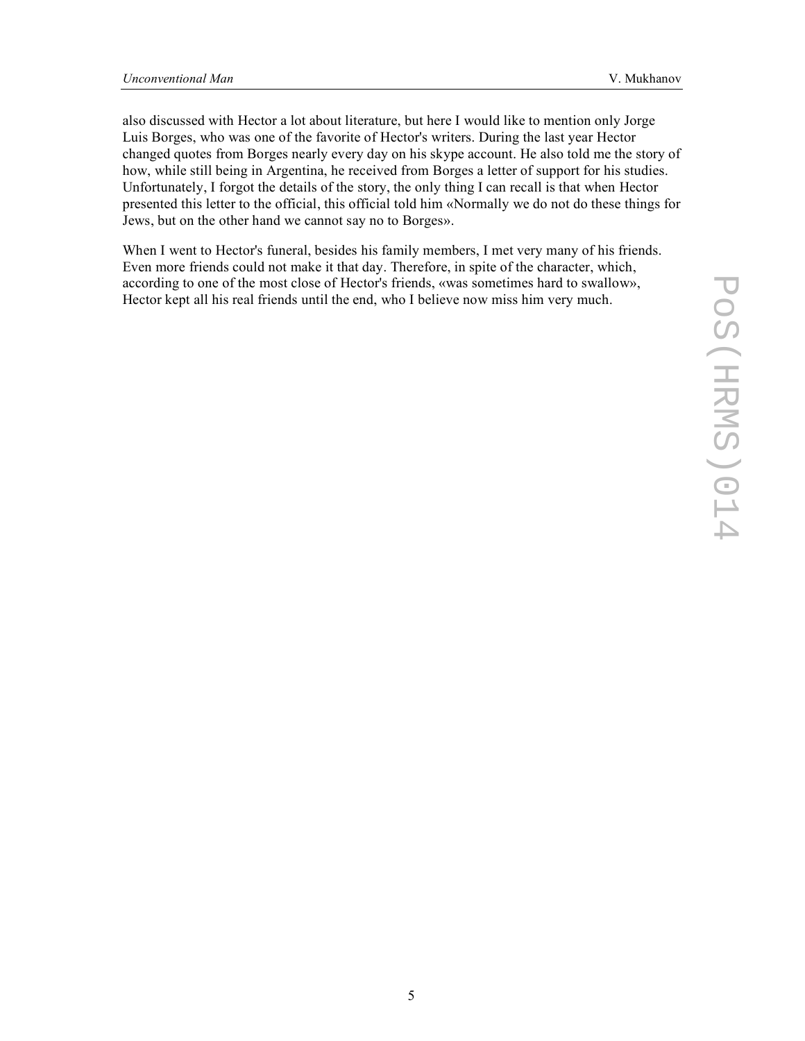also discussed with Hector a lot about literature, but here I would like to mention only Jorge Luis Borges, who was one of the favorite of Hector's writers. During the last year Hector changed quotes from Borges nearly every day on his skype account. He also told me the story of how, while still being in Argentina, he received from Borges a letter of support for his studies. Unfortunately, I forgot the details of the story, the only thing I can recall is that when Hector presented this letter to the official, this official told him «Normally we do not do these things for Jews, but on the other hand we cannot say no to Borges».

When I went to Hector's funeral, besides his family members, I met very many of his friends. Even more friends could not make it that day. Therefore, in spite of the character, which, according to one of the most close of Hector's friends, «was sometimes hard to swallow», Hector kept all his real friends until the end, who I believe now miss him very much.